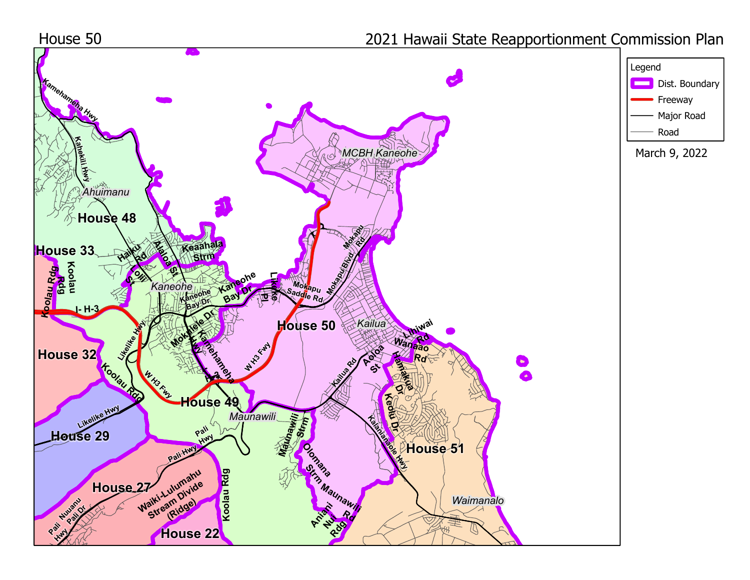House 50

2021 Hawaii State Reapportionment Commission Plan

Legend

- Dist. Boundary
- Freeway
- Major Road
- Road

March 9, 2022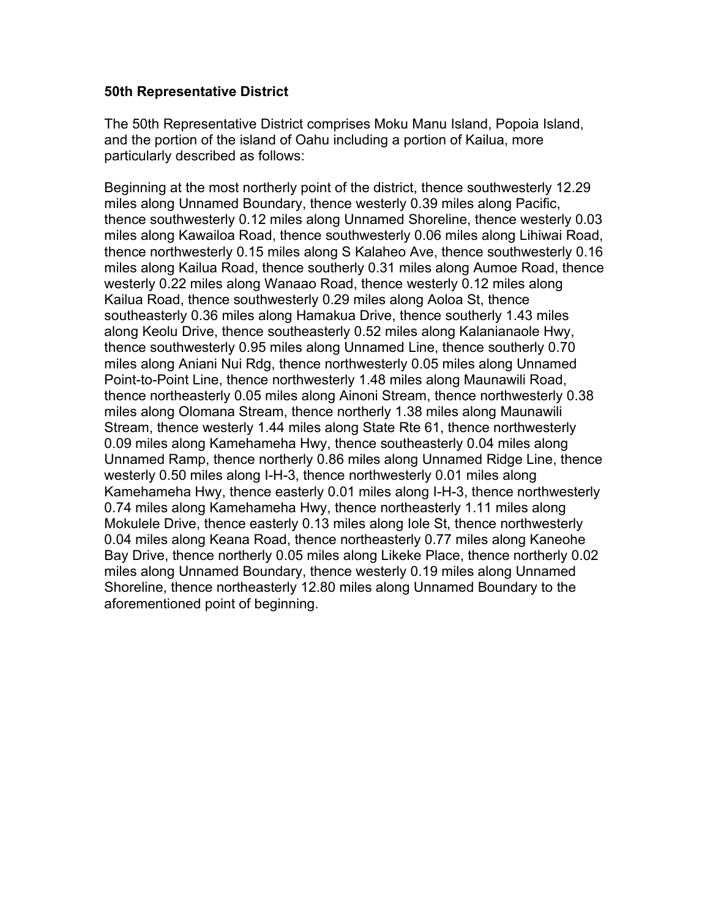**50th Representative District**

The 50th Representative District comprises Moku Manu Island, Popoia Island, and the portion of the island of Oahu including a portion of Kailua, more particularly described as follows:

Beginning at the most northerly point of the district, thence southwesterly 12.29 miles along Unnamed Boundary, thence westerly 0.39 miles along Pacific, thence southwesterly 0.12 miles along Unnamed Shoreline, thence westerly 0.03 miles along Kawailoa Road, thence southwesterly 0.06 miles along Lihiwai Road, thence northwesterly 0.15 miles along S Kalaheo Ave, thence southwesterly 0.16 miles along Kailua Road, thence southerly 0.31 miles along Aumoe Road, thence westerly 0.22 miles along Wanaao Road, thence westerly 0.12 miles along Kailua Road, thence southwesterly 0.29 miles along Aoloa St, thence southeasterly 0.36 miles along Hamakua Drive, thence southerly 1.43 miles along Keolu Drive, thence southeasterly 0.52 miles along Kalanianaole Hwy, thence southwesterly 0.95 miles along Unnamed Line, thence southerly 0.70 miles along Aniani Nui Rdg, thence northwesterly 0.05 miles along Unnamed Point-to-Point Line, thence northwesterly 1.48 miles along Maunawili Road, thence northeasterly 0.05 miles along Ainoni Stream, thence northwesterly 0.38 miles along Olomana Stream, thence northerly 1.38 miles along Maunawili Stream, thence westerly 1.44 miles along State Rte 61, thence northwesterly 0.09 miles along Kamehameha Hwy, thence southeasterly 0.04 miles along Unnamed Ramp, thence northerly 0.86 miles along Unnamed Ridge Line, thence westerly 0.50 miles along I-H-3, thence northwesterly 0.01 miles along Kamehameha Hwy, thence easterly 0.01 miles along I-H-3, thence northwesterly 0.74 miles along Kamehameha Hwy, thence northeasterly 1.11 miles along Mokulele Drive, thence easterly 0.13 miles along Iole St, thence northwesterly 0.04 miles along Keana Road, thence northeasterly 0.77 miles along Kaneohe Bay Drive, thence northerly 0.05 miles along Likeke Place, thence northerly 0.02 miles along Unnamed Boundary, thence westerly 0.19 miles along Unnamed Shoreline, thence northeasterly 12.80 miles along Unnamed Boundary to the aforementioned point of beginning.